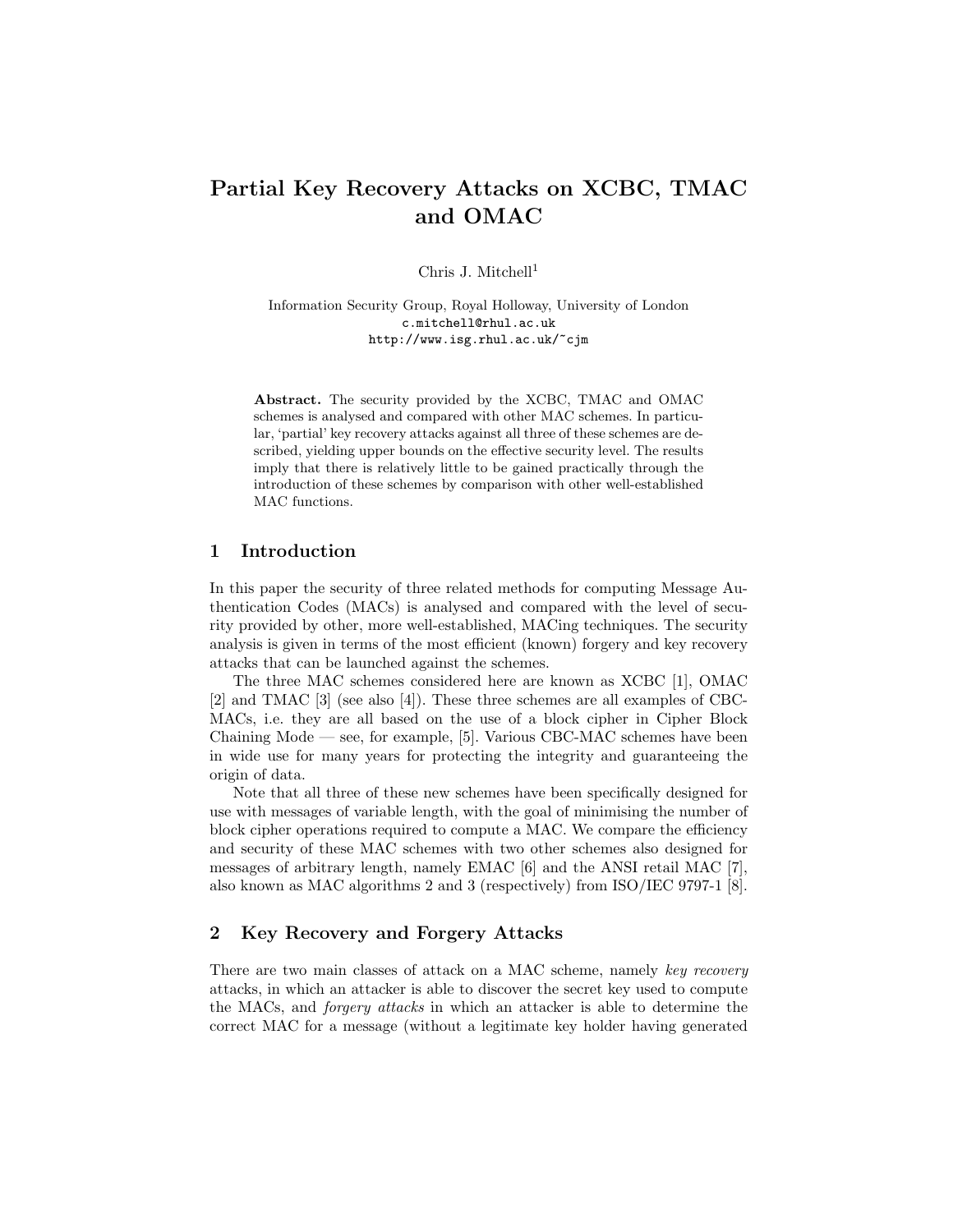# Partial Key Recovery Attacks on XCBC, TMAC and OMAC

Chris J. Mitchell[1]

Information Security Group, Royal Holloway, University of London
c.mitchell@rhul.ac.uk
http://www.isg.rhul.ac.uk/~cjm

**Abstract.** The security provided by the XCBC, TMAC and OMAC schemes is analysed and compared with other MAC schemes. In particular, 'partial' key recovery attacks against all three of these schemes are described, yielding upper bounds on the effective security level. The results imply that there is relatively little to be gained practically through the introduction of these schemes by comparison with other well-established MAC functions.

## 1 Introduction

In this paper the security of three related methods for computing Message Authentication Codes (MACs) is analysed and compared with the level of security provided by other, more well-established, MACing techniques. The security analysis is given in terms of the most efficient (known) forgery and key recovery attacks that can be launched against the schemes.

The three MAC schemes considered here are known as XCBC [1], OMAC [2] and TMAC [3] (see also [4]). These three schemes are all examples of CBC-MACs, i.e. they are all based on the use of a block cipher in Cipher Block Chaining Mode — see, for example, [5]. Various CBC-MAC schemes have been in wide use for many years for protecting the integrity and guaranteeing the origin of data.

Note that all three of these new schemes have been specifically designed for use with messages of variable length, with the goal of minimising the number of block cipher operations required to compute a MAC. We compare the efficiency and security of these MAC schemes with two other schemes also designed for messages of arbitrary length, namely EMAC [6] and the ANSI retail MAC [7], also known as MAC algorithms 2 and 3 (respectively) from ISO/IEC 9797-1 [8].

## 2 Key Recovery and Forgery Attacks

There are two main classes of attack on a MAC scheme, namely *key recovery* attacks, in which an attacker is able to discover the secret key used to compute the MACs, and *forgery attacks* in which an attacker is able to determine the correct MAC for a message (without a legitimate key holder having generated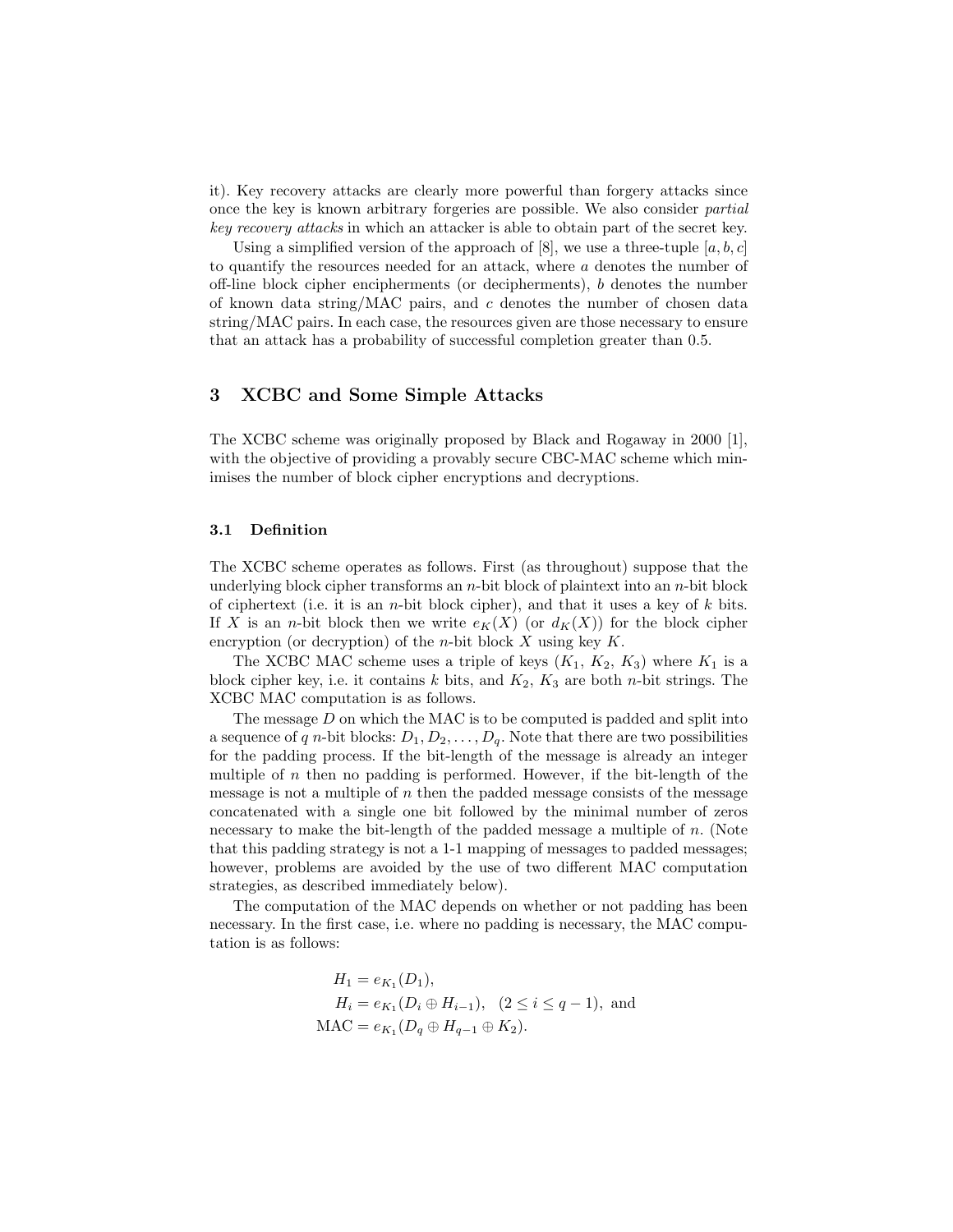it). Key recovery attacks are clearly more powerful than forgery attacks since once the key is known arbitrary forgeries are possible. We also consider *partial key recovery attacks* in which an attacker is able to obtain part of the secret key.

Using a simplified version of the approach of [8], we use a three-tuple $[a, b, c]$ to quantify the resources needed for an attack, where $a$ denotes the number of off-line block cipher encipherments (or decipherments), $b$ denotes the number of known data string/MAC pairs, and $c$ denotes the number of chosen data string/MAC pairs. In each case, the resources given are those necessary to ensure that an attack has a probability of successful completion greater than 0.5.

## 3 XCBC and Some Simple Attacks

The XCBC scheme was originally proposed by Black and Rogaway in 2000 [1], with the objective of providing a provably secure CBC-MAC scheme which minimises the number of block cipher encryptions and decryptions.

### 3.1 Definition

The XCBC scheme operates as follows. First (as throughout) suppose that the underlying block cipher transforms an $n$-bit block of plaintext into an $n$-bit block of ciphertext (i.e. it is an $n$-bit block cipher), and that it uses a key of $k$ bits. If $X$ is an $n$-bit block then we write $e_K(X)$ (or $d_K(X)$) for the block cipher encryption (or decryption) of the $n$-bit block $X$ using key $K$.

The XCBC MAC scheme uses a triple of keys ($K_1$, $K_2$, $K_3$) where $K_1$ is a block cipher key, i.e. it contains $k$ bits, and $K_2$, $K_3$ are both $n$-bit strings. The XCBC MAC computation is as follows.

The message $D$ on which the MAC is to be computed is padded and split into a sequence of $q$ $n$-bit blocks: $D_1, D_2, \ldots, D_q$. Note that there are two possibilities for the padding process. If the bit-length of the message is already an integer multiple of $n$ then no padding is performed. However, if the bit-length of the message is not a multiple of $n$ then the padded message consists of the message concatenated with a single one bit followed by the minimal number of zeros necessary to make the bit-length of the padded message a multiple of $n$. (Note that this padding strategy is not a 1-1 mapping of messages to padded messages; however, problems are avoided by the use of two different MAC computation strategies, as described immediately below).

The computation of the MAC depends on whether or not padding has been necessary. In the first case, i.e. where no padding is necessary, the MAC computation is as follows:

$$
\begin{aligned}
H_1 &= e_{K_1}(D_1), \\
H_i &= e_{K_1}(D_i \oplus H_{i-1}), \quad (2 \leq i \leq q-1), \text{ and} \\
\text{MAC} &= e_{K_1}(D_q \oplus H_{q-1} \oplus K_2).
\end{aligned}
$$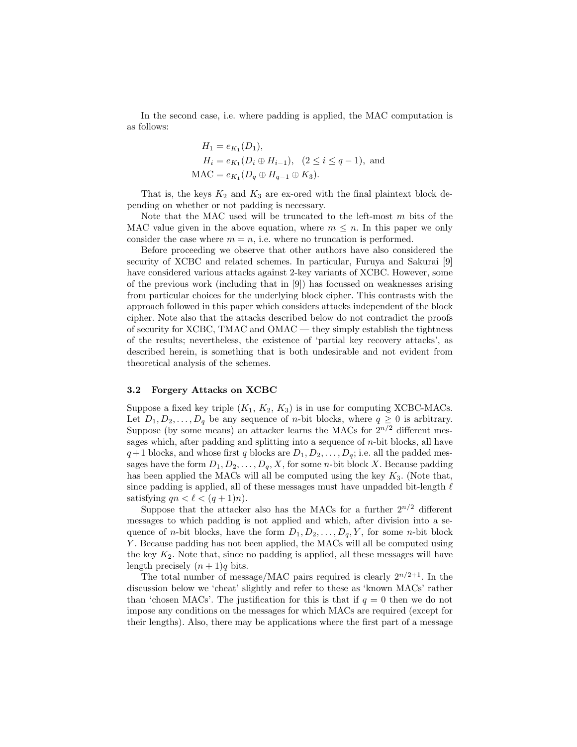In the second case, i.e. where padding is applied, the MAC computation is as follows:

$$\begin{aligned} H_1 &= e_{K_1}(D_1), \\ H_i &= e_{K_1}(D_i \oplus H_{i-1}), \quad (2 \le i \le q-1), \text{ and} \\ \text{MAC} &= e_{K_1}(D_q \oplus H_{q-1} \oplus K_3). \end{aligned}$$

That is, the keys $K_2$ and $K_3$ are ex-ored with the final plaintext block depending on whether or not padding is necessary.

Note that the MAC used will be truncated to the left-most $m$ bits of the MAC value given in the above equation, where $m \le n$. In this paper we only consider the case where $m = n$, i.e. where no truncation is performed.

Before proceeding we observe that other authors have also considered the security of XCBC and related schemes. In particular, Furuya and Sakurai [9] have considered various attacks against 2-key variants of XCBC. However, some of the previous work (including that in [9]) has focussed on weaknesses arising from particular choices for the underlying block cipher. This contrasts with the approach followed in this paper which considers attacks independent of the block cipher. Note also that the attacks described below do not contradict the proofs of security for XCBC, TMAC and OMAC — they simply establish the tightness of the results; nevertheless, the existence of 'partial key recovery attacks', as described herein, is something that is both undesirable and not evident from theoretical analysis of the schemes.

### 3.2 Forgery Attacks on XCBC

Suppose a fixed key triple ($K_1$, $K_2$, $K_3$) is in use for computing XCBC-MACs. Let $D_1, D_2, \ldots, D_q$ be any sequence of $n$-bit blocks, where $q \ge 0$ is arbitrary. Suppose (by some means) an attacker learns the MACs for $2^{n/2}$ different messages which, after padding and splitting into a sequence of $n$-bit blocks, all have $q+1$ blocks, and whose first $q$ blocks are $D_1, D_2, \ldots, D_q$; i.e. all the padded messages have the form $D_1, D_2, \ldots, D_q, X$, for some $n$-bit block $X$. Because padding has been applied the MACs will all be computed using the key $K_3$. (Note that, since padding is applied, all of these messages must have unpadded bit-length $\ell$ satisfying $qn < \ell < (q+1)n$.)

Suppose that the attacker also has the MACs for a further $2^{n/2}$ different messages to which padding is not applied and which, after division into a sequence of $n$-bit blocks, have the form $D_1, D_2, \ldots, D_q, Y$, for some $n$-bit block $Y$. Because padding has not been applied, the MACs will all be computed using the key $K_2$. Note that, since no padding is applied, all these messages will have length precisely $(n+1)q$ bits.

The total number of message/MAC pairs required is clearly $2^{n/2+1}$. In the discussion below we 'cheat' slightly and refer to these as 'known MACs' rather than 'chosen MACs'. The justification for this is that if $q = 0$ then we do not impose any conditions on the messages for which MACs are required (except for their lengths). Also, there may be applications where the first part of a message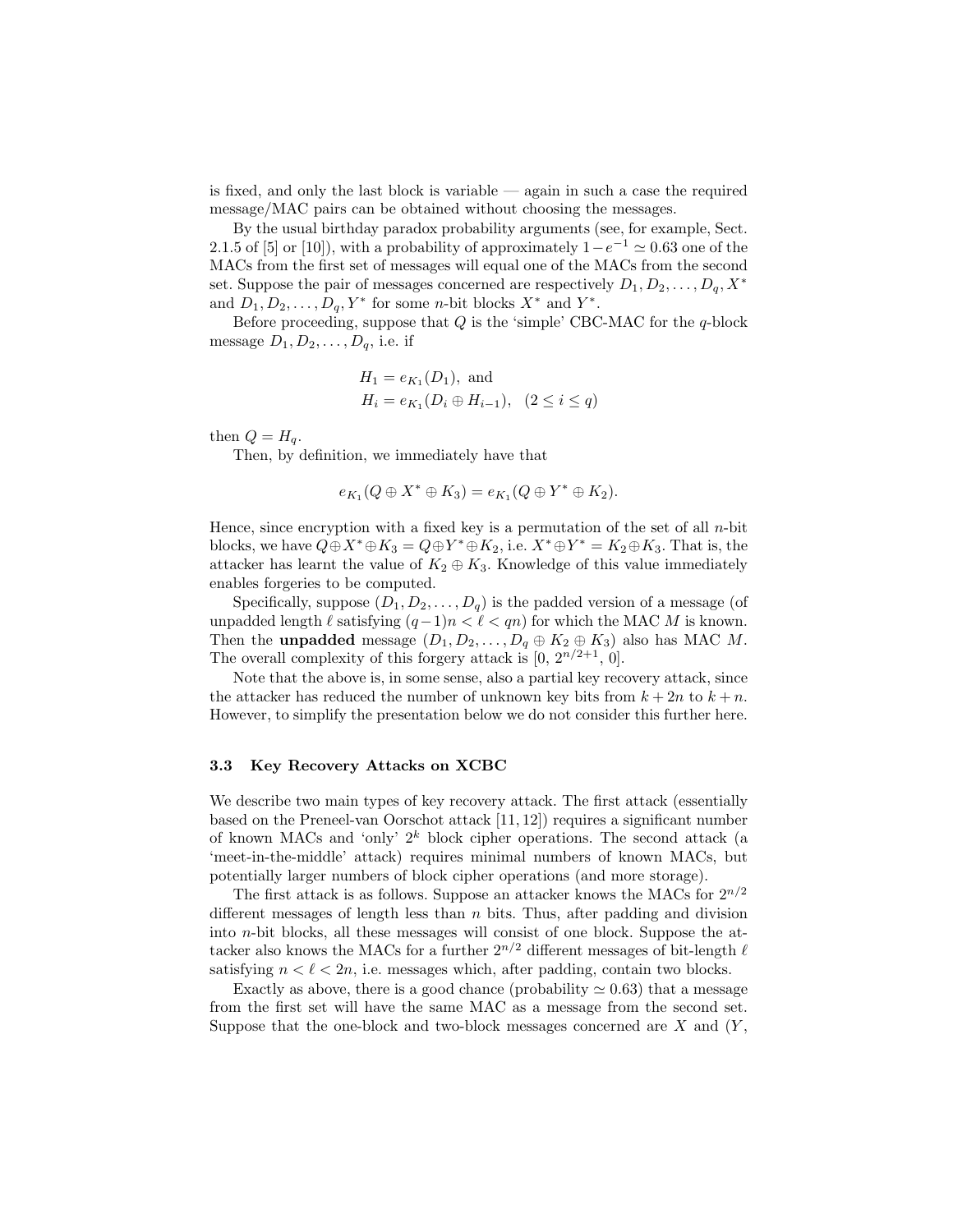is fixed, and only the last block is variable — again in such a case the required message/MAC pairs can be obtained without choosing the messages.

By the usual birthday paradox probability arguments (see, for example, Sect. 2.1.5 of [5] or [10]), with a probability of approximately $1-e^{-1} \simeq 0.63$ one of the MACs from the first set of messages will equal one of the MACs from the second set. Suppose the pair of messages concerned are respectively $D_1, D_2, \ldots, D_q, X^*$ and $D_1, D_2, \ldots, D_q, Y^*$ for some $n$-bit blocks $X^*$ and $Y^*$.

Before proceeding, suppose that $Q$ is the 'simple' CBC-MAC for the $q$-block message $D_1, D_2, \ldots, D_q$, i.e. if

$$
\begin{aligned}
H_1 &= e_{K_1}(D_1), \text{ and} \\
H_i &= e_{K_1}(D_i \oplus H_{i-1}), \quad (2 \leq i \leq q)
\end{aligned}
$$

then $Q = H_q$.

Then, by definition, we immediately have that

$$
e_{K_1}(Q \oplus X^* \oplus K_3) = e_{K_1}(Q \oplus Y^* \oplus K_2).
$$

Hence, since encryption with a fixed key is a permutation of the set of all $n$-bit blocks, we have $Q \oplus X^* \oplus K_3 = Q \oplus Y^* \oplus K_2$, i.e. $X^* \oplus Y^* = K_2 \oplus K_3$. That is, the attacker has learnt the value of $K_2 \oplus K_3$. Knowledge of this value immediately enables forgeries to be computed.

Specifically, suppose $(D_1, D_2, \ldots, D_q)$ is the padded version of a message (of unpadded length $\ell$ satisfying $(q-1)n < \ell < qn$) for which the MAC $M$ is known. Then the **unpadded** message $(D_1, D_2, \ldots, D_q \oplus K_2 \oplus K_3)$ also has MAC $M$. The overall complexity of this forgery attack is $[0,\ 2^{n/2+1},\ 0]$.

Note that the above is, in some sense, also a partial key recovery attack, since the attacker has reduced the number of unknown key bits from $k+2n$ to $k+n$. However, to simplify the presentation below we do not consider this further here.

### 3.3 Key Recovery Attacks on XCBC

We describe two main types of key recovery attack. The first attack (essentially based on the Preneel-van Oorschot attack [11, 12]) requires a significant number of known MACs and 'only' $2^k$ block cipher operations. The second attack (a 'meet-in-the-middle' attack) requires minimal numbers of known MACs, but potentially larger numbers of block cipher operations (and more storage).

The first attack is as follows. Suppose an attacker knows the MACs for $2^{n/2}$ different messages of length less than $n$ bits. Thus, after padding and division into $n$-bit blocks, all these messages will consist of one block. Suppose the attacker also knows the MACs for a further $2^{n/2}$ different messages of bit-length $\ell$ satisfying $n < \ell < 2n$, i.e. messages which, after padding, contain two blocks.

Exactly as above, there is a good chance (probability $\simeq 0.63$) that a message from the first set will have the same MAC as a message from the second set. Suppose that the one-block and two-block messages concerned are $X$ and $(Y,$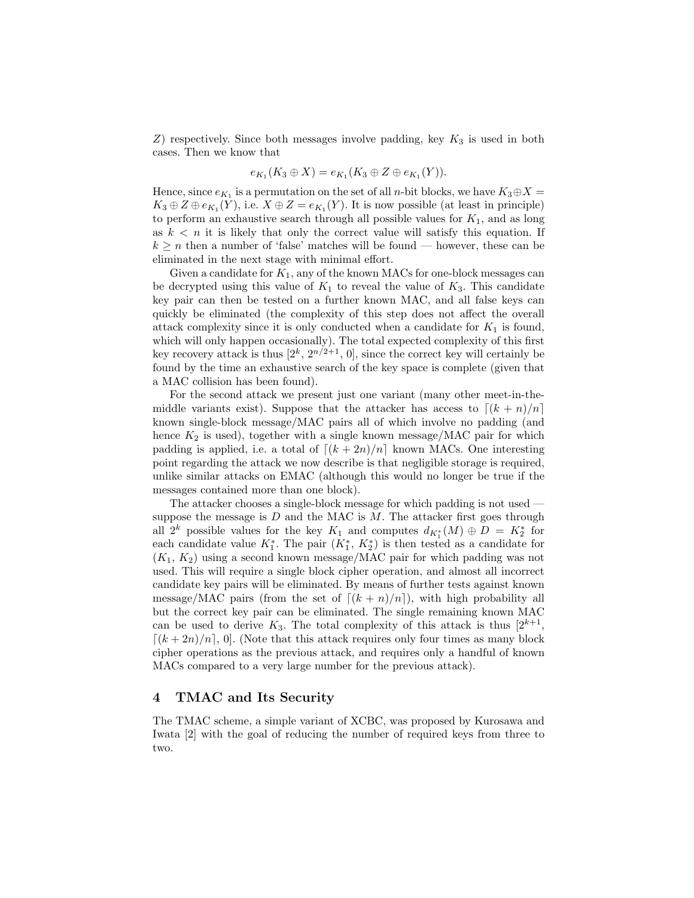$Z$) respectively. Since both messages involve padding, key $K_3$ is used in both cases. Then we know that

$$e_{K_1}(K_3 \oplus X) = e_{K_1}(K_3 \oplus Z \oplus e_{K_1}(Y)).$$

Hence, since $e_{K_1}$ is a permutation on the set of all $n$-bit blocks, we have $K_3 \oplus X = K_3 \oplus Z \oplus e_{K_1}(Y)$, i.e. $X \oplus Z = e_{K_1}(Y)$. It is now possible (at least in principle) to perform an exhaustive search through all possible values for $K_1$, and as long as $k < n$ it is likely that only the correct value will satisfy this equation. If $k \geq n$ then a number of 'false' matches will be found — however, these can be eliminated in the next stage with minimal effort.

Given a candidate for $K_1$, any of the known MACs for one-block messages can be decrypted using this value of $K_1$ to reveal the value of $K_3$. This candidate key pair can then be tested on a further known MAC, and all false keys can quickly be eliminated (the complexity of this step does not affect the overall attack complexity since it is only conducted when a candidate for $K_1$ is found, which will only happen occasionally). The total expected complexity of this first key recovery attack is thus [$2^k$, $2^{n/2+1}$, 0], since the correct key will certainly be found by the time an exhaustive search of the key space is complete (given that a MAC collision has been found).

For the second attack we present just one variant (many other meet-in-the-middle variants exist). Suppose that the attacker has access to $\lceil (k+n)/n \rceil$ known single-block message/MAC pairs all of which involve no padding (and hence $K_2$ is used), together with a single known message/MAC pair for which padding is applied, i.e. a total of $\lceil (k+2n)/n \rceil$ known MACs. One interesting point regarding the attack we now describe is that negligible storage is required, unlike similar attacks on EMAC (although this would no longer be true if the messages contained more than one block).

The attacker chooses a single-block message for which padding is not used — suppose the message is $D$ and the MAC is $M$. The attacker first goes through all $2^k$ possible values for the key $K_1$ and computes $d_{K_1^*}(M) \oplus D = K_2^*$ for each candidate value $K_1^*$. The pair ($K_1^*$, $K_2^*$) is then tested as a candidate for ($K_1$, $K_2$) using a second known message/MAC pair for which padding was not used. This will require a single block cipher operation, and almost all incorrect candidate key pairs will be eliminated. By means of further tests against known message/MAC pairs (from the set of $\lceil (k+n)/n \rceil$), with high probability all but the correct key pair can be eliminated. The single remaining known MAC can be used to derive $K_3$. The total complexity of this attack is thus [$2^{k+1}$, $\lceil (k+2n)/n \rceil$, 0]. (Note that this attack requires only four times as many block cipher operations as the previous attack, and requires only a handful of known MACs compared to a very large number for the previous attack).

## 4 TMAC and Its Security

The TMAC scheme, a simple variant of XCBC, was proposed by Kurosawa and Iwata [2] with the goal of reducing the number of required keys from three to two.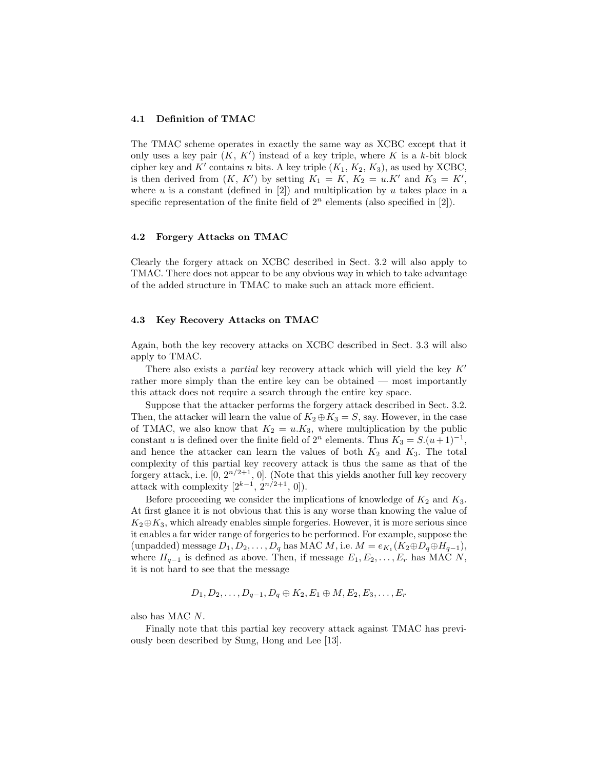### 4.1 Definition of TMAC

The TMAC scheme operates in exactly the same way as XCBC except that it only uses a key pair $(K, K')$ instead of a key triple, where $K$ is a $k$-bit block cipher key and $K'$ contains $n$ bits. A key triple $(K_1, K_2, K_3)$, as used by XCBC, is then derived from $(K, K')$ by setting $K_1 = K$, $K_2 = u.K'$ and $K_3 = K'$, where $u$ is a constant (defined in [2]) and multiplication by $u$ takes place in a specific representation of the finite field of $2^n$ elements (also specified in [2]).

### 4.2 Forgery Attacks on TMAC

Clearly the forgery attack on XCBC described in Sect. 3.2 will also apply to TMAC. There does not appear to be any obvious way in which to take advantage of the added structure in TMAC to make such an attack more efficient.

### 4.3 Key Recovery Attacks on TMAC

Again, both the key recovery attacks on XCBC described in Sect. 3.3 will also apply to TMAC.

There also exists a *partial* key recovery attack which will yield the key $K'$ rather more simply than the entire key can be obtained — most importantly this attack does not require a search through the entire key space.

Suppose that the attacker performs the forgery attack described in Sect. 3.2. Then, the attacker will learn the value of $K_2 \oplus K_3 = S$, say. However, in the case of TMAC, we also know that $K_2 = u.K_3$, where multiplication by the public constant $u$ is defined over the finite field of $2^n$ elements. Thus $K_3 = S.(u+1)^{-1}$, and hence the attacker can learn the values of both $K_2$ and $K_3$. The total complexity of this partial key recovery attack is thus the same as that of the forgery attack, i.e. $[0,\ 2^{n/2+1},\ 0]$. (Note that this yields another full key recovery attack with complexity $[2^{k-1},\ 2^{n/2+1},\ 0]$).

Before proceeding we consider the implications of knowledge of $K_2$ and $K_3$. At first glance it is not obvious that this is any worse than knowing the value of $K_2 \oplus K_3$, which already enables simple forgeries. However, it is more serious since it enables a far wider range of forgeries to be performed. For example, suppose the (unpadded) message $D_1, D_2, \ldots, D_q$ has MAC $M$, i.e. $M = e_{K_1}(K_2 \oplus D_q \oplus H_{q-1})$, where $H_{q-1}$ is defined as above. Then, if message $E_1, E_2, \ldots, E_r$ has MAC $N$, it is not hard to see that the message

$$D_1, D_2, \ldots, D_{q-1}, D_q \oplus K_2, E_1 \oplus M, E_2, E_3, \ldots, E_r$$

also has MAC $N$.

Finally note that this partial key recovery attack against TMAC has previously been described by Sung, Hong and Lee [13].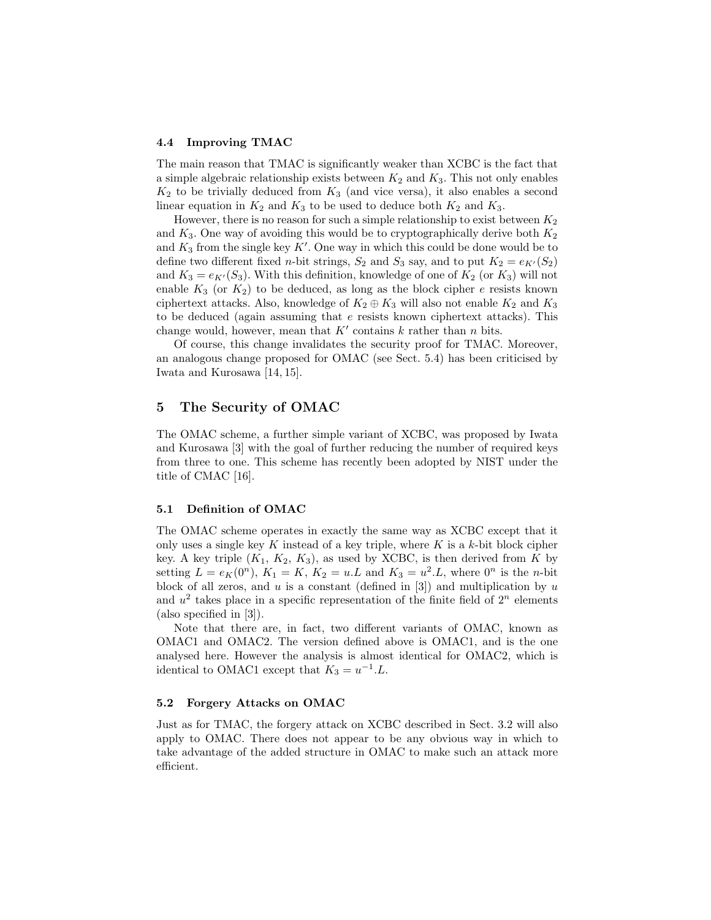### 4.4 Improving TMAC

The main reason that TMAC is significantly weaker than XCBC is the fact that a simple algebraic relationship exists between $K_2$ and $K_3$. This not only enables $K_2$ to be trivially deduced from $K_3$ (and vice versa), it also enables a second linear equation in $K_2$ and $K_3$ to be used to deduce both $K_2$ and $K_3$.

However, there is no reason for such a simple relationship to exist between $K_2$ and $K_3$. One way of avoiding this would be to cryptographically derive both $K_2$ and $K_3$ from the single key $K'$. One way in which this could be done would be to define two different fixed $n$-bit strings, $S_2$ and $S_3$ say, and to put $K_2 = e_{K'}(S_2)$ and $K_3 = e_{K'}(S_3)$. With this definition, knowledge of one of $K_2$ (or $K_3$) will not enable $K_3$ (or $K_2$) to be deduced, as long as the block cipher $e$ resists known ciphertext attacks. Also, knowledge of $K_2 \oplus K_3$ will also not enable $K_2$ and $K_3$ to be deduced (again assuming that $e$ resists known ciphertext attacks). This change would, however, mean that $K'$ contains $k$ rather than $n$ bits.

Of course, this change invalidates the security proof for TMAC. Moreover, an analogous change proposed for OMAC (see Sect. 5.4) has been criticised by Iwata and Kurosawa [14, 15].

## 5 The Security of OMAC

The OMAC scheme, a further simple variant of XCBC, was proposed by Iwata and Kurosawa [3] with the goal of further reducing the number of required keys from three to one. This scheme has recently been adopted by NIST under the title of CMAC [16].

### 5.1 Definition of OMAC

The OMAC scheme operates in exactly the same way as XCBC except that it only uses a single key $K$ instead of a key triple, where $K$ is a $k$-bit block cipher key. A key triple ($K_1$, $K_2$, $K_3$), as used by XCBC, is then derived from $K$ by setting $L = e_K(0^n)$, $K_1 = K$, $K_2 = u.L$ and $K_3 = u^2.L$, where $0^n$ is the $n$-bit block of all zeros, and $u$ is a constant (defined in [3]) and multiplication by $u$ and $u^2$ takes place in a specific representation of the finite field of $2^n$ elements (also specified in [3]).

Note that there are, in fact, two different variants of OMAC, known as OMAC1 and OMAC2. The version defined above is OMAC1, and is the one analysed here. However the analysis is almost identical for OMAC2, which is identical to OMAC1 except that $K_3 = u^{-1}.L$.

### 5.2 Forgery Attacks on OMAC

Just as for TMAC, the forgery attack on XCBC described in Sect. 3.2 will also apply to OMAC. There does not appear to be any obvious way in which to take advantage of the added structure in OMAC to make such an attack more efficient.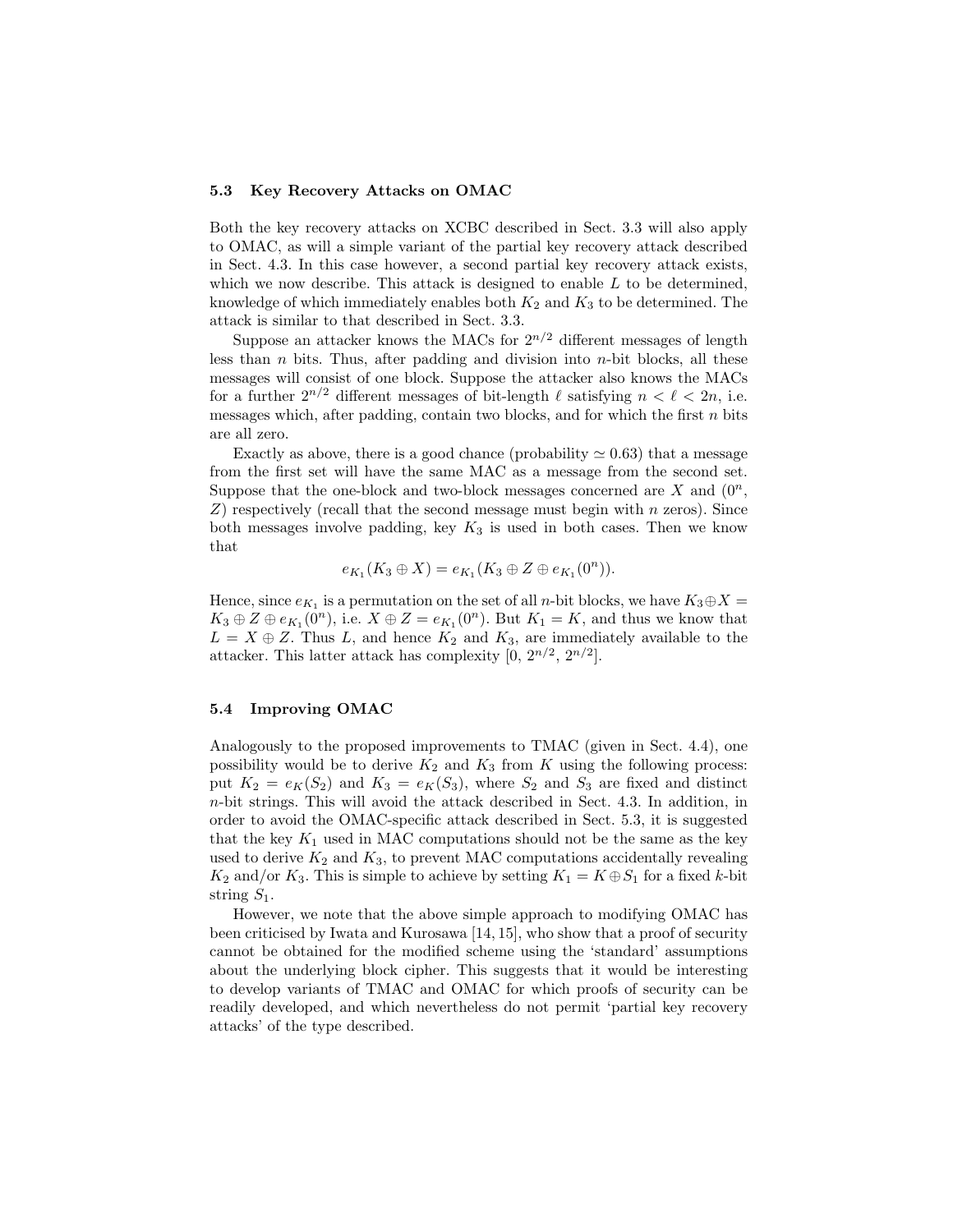### 5.3 Key Recovery Attacks on OMAC

Both the key recovery attacks on XCBC described in Sect. 3.3 will also apply to OMAC, as will a simple variant of the partial key recovery attack described in Sect. 4.3. In this case however, a second partial key recovery attack exists, which we now describe. This attack is designed to enable $L$ to be determined, knowledge of which immediately enables both $K_2$ and $K_3$ to be determined. The attack is similar to that described in Sect. 3.3.

Suppose an attacker knows the MACs for $2^{n/2}$ different messages of length less than $n$ bits. Thus, after padding and division into $n$-bit blocks, all these messages will consist of one block. Suppose the attacker also knows the MACs for a further $2^{n/2}$ different messages of bit-length $\ell$ satisfying $n < \ell < 2n$, i.e. messages which, after padding, contain two blocks, and for which the first $n$ bits are all zero.

Exactly as above, there is a good chance (probability $\simeq 0.63$) that a message from the first set will have the same MAC as a message from the second set. Suppose that the one-block and two-block messages concerned are $X$ and $(0^n, Z)$ respectively (recall that the second message must begin with $n$ zeros). Since both messages involve padding, key $K_3$ is used in both cases. Then we know that

$$e_{K_1}(K_3 \oplus X) = e_{K_1}(K_3 \oplus Z \oplus e_{K_1}(0^n)).$$

Hence, since $e_{K_1}$ is a permutation on the set of all $n$-bit blocks, we have $K_3 \oplus X = K_3 \oplus Z \oplus e_{K_1}(0^n)$, i.e. $X \oplus Z = e_{K_1}(0^n)$. But $K_1 = K$, and thus we know that $L = X \oplus Z$. Thus $L$, and hence $K_2$ and $K_3$, are immediately available to the attacker. This latter attack has complexity $[0,\ 2^{n/2},\ 2^{n/2}]$.

### 5.4 Improving OMAC

Analogously to the proposed improvements to TMAC (given in Sect. 4.4), one possibility would be to derive $K_2$ and $K_3$ from $K$ using the following process: put $K_2 = e_K(S_2)$ and $K_3 = e_K(S_3)$, where $S_2$ and $S_3$ are fixed and distinct $n$-bit strings. This will avoid the attack described in Sect. 4.3. In addition, in order to avoid the OMAC-specific attack described in Sect. 5.3, it is suggested that the key $K_1$ used in MAC computations should not be the same as the key used to derive $K_2$ and $K_3$, to prevent MAC computations accidentally revealing $K_2$ and/or $K_3$. This is simple to achieve by setting $K_1 = K \oplus S_1$ for a fixed $k$-bit string $S_1$.

However, we note that the above simple approach to modifying OMAC has been criticised by Iwata and Kurosawa [14, 15], who show that a proof of security cannot be obtained for the modified scheme using the 'standard' assumptions about the underlying block cipher. This suggests that it would be interesting to develop variants of TMAC and OMAC for which proofs of security can be readily developed, and which nevertheless do not permit 'partial key recovery attacks' of the type described.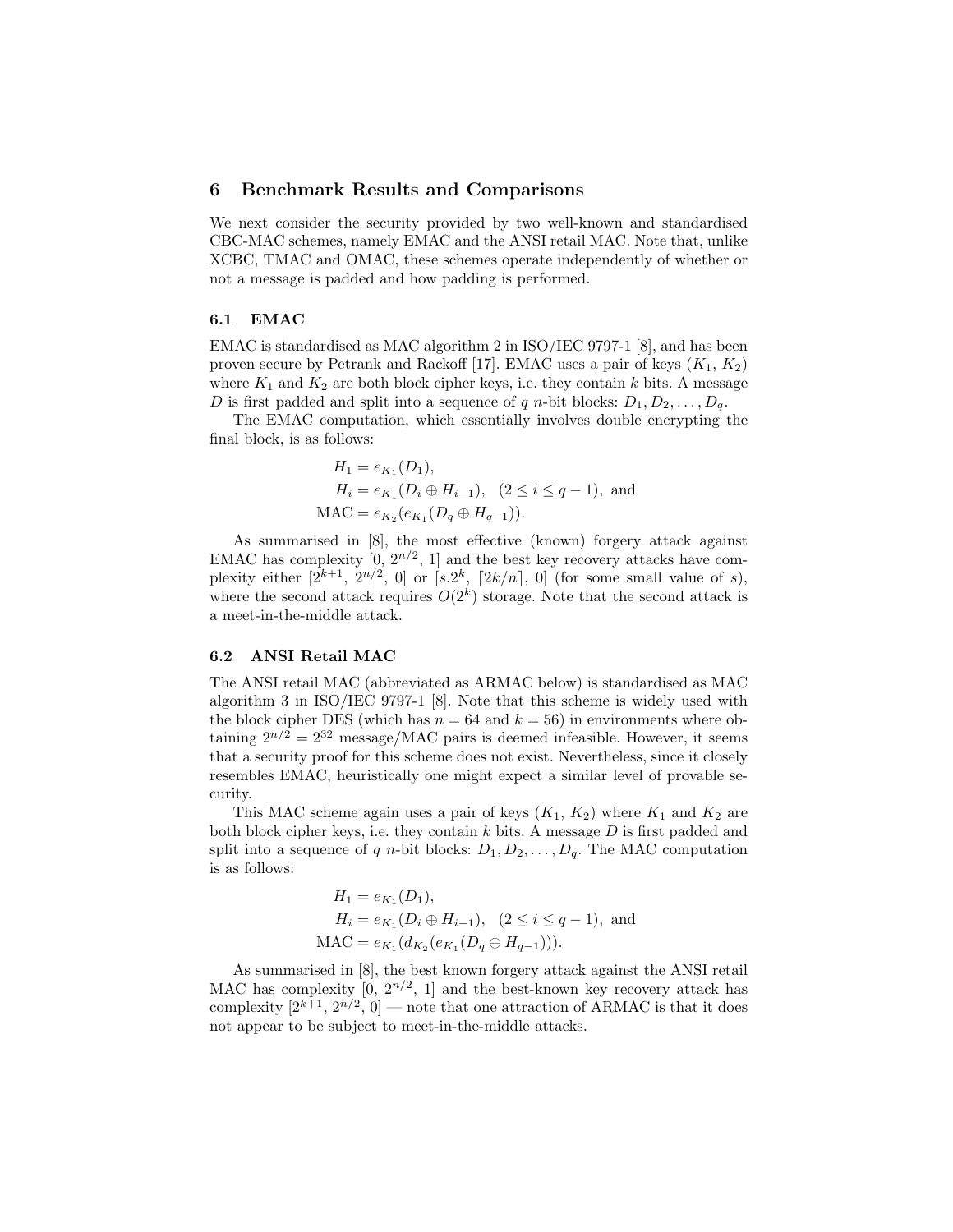## 6 Benchmark Results and Comparisons

We next consider the security provided by two well-known and standardised CBC-MAC schemes, namely EMAC and the ANSI retail MAC. Note that, unlike XCBC, TMAC and OMAC, these schemes operate independently of whether or not a message is padded and how padding is performed.

### 6.1 EMAC

EMAC is standardised as MAC algorithm 2 in ISO/IEC 9797-1 [8], and has been proven secure by Petrank and Rackoff [17]. EMAC uses a pair of keys ($K_1$, $K_2$) where $K_1$ and $K_2$ are both block cipher keys, i.e. they contain $k$ bits. A message $D$ is first padded and split into a sequence of $q$ $n$-bit blocks: $D_1, D_2, \ldots, D_q$.

The EMAC computation, which essentially involves double encrypting the final block, is as follows:

$$
\begin{aligned}
H_1 &= e_{K_1}(D_1), \\
H_i &= e_{K_1}(D_i \oplus H_{i-1}), \quad (2 \leq i \leq q-1), \text{ and} \\
\text{MAC} &= e_{K_2}(e_{K_1}(D_q \oplus H_{q-1})).
\end{aligned}
$$

As summarised in [8], the most effective (known) forgery attack against EMAC has complexity $[0,\ 2^{n/2},\ 1]$ and the best key recovery attacks have complexity either $[2^{k+1},\ 2^{n/2},\ 0]$ or $[s.2^k,\ \lceil 2k/n \rceil,\ 0]$ (for some small value of $s$), where the second attack requires $O(2^k)$ storage. Note that the second attack is a meet-in-the-middle attack.

### 6.2 ANSI Retail MAC

The ANSI retail MAC (abbreviated as ARMAC below) is standardised as MAC algorithm 3 in ISO/IEC 9797-1 [8]. Note that this scheme is widely used with the block cipher DES (which has $n = 64$ and $k = 56$) in environments where obtaining $2^{n/2} = 2^{32}$ message/MAC pairs is deemed infeasible. However, it seems that a security proof for this scheme does not exist. Nevertheless, since it closely resembles EMAC, heuristically one might expect a similar level of provable security.

This MAC scheme again uses a pair of keys ($K_1$, $K_2$) where $K_1$ and $K_2$ are both block cipher keys, i.e. they contain $k$ bits. A message $D$ is first padded and split into a sequence of $q$ $n$-bit blocks: $D_1, D_2, \ldots, D_q$. The MAC computation is as follows:

$$
\begin{aligned}
H_1 &= e_{K_1}(D_1), \\
H_i &= e_{K_1}(D_i \oplus H_{i-1}), \quad (2 \leq i \leq q-1), \text{ and} \\
\text{MAC} &= e_{K_1}(d_{K_2}(e_{K_1}(D_q \oplus H_{q-1}))).
\end{aligned}
$$

As summarised in [8], the best known forgery attack against the ANSI retail MAC has complexity $[0,\ 2^{n/2},\ 1]$ and the best-known key recovery attack has complexity $[2^{k+1},\ 2^{n/2},\ 0]$ — note that one attraction of ARMAC is that it does not appear to be subject to meet-in-the-middle attacks.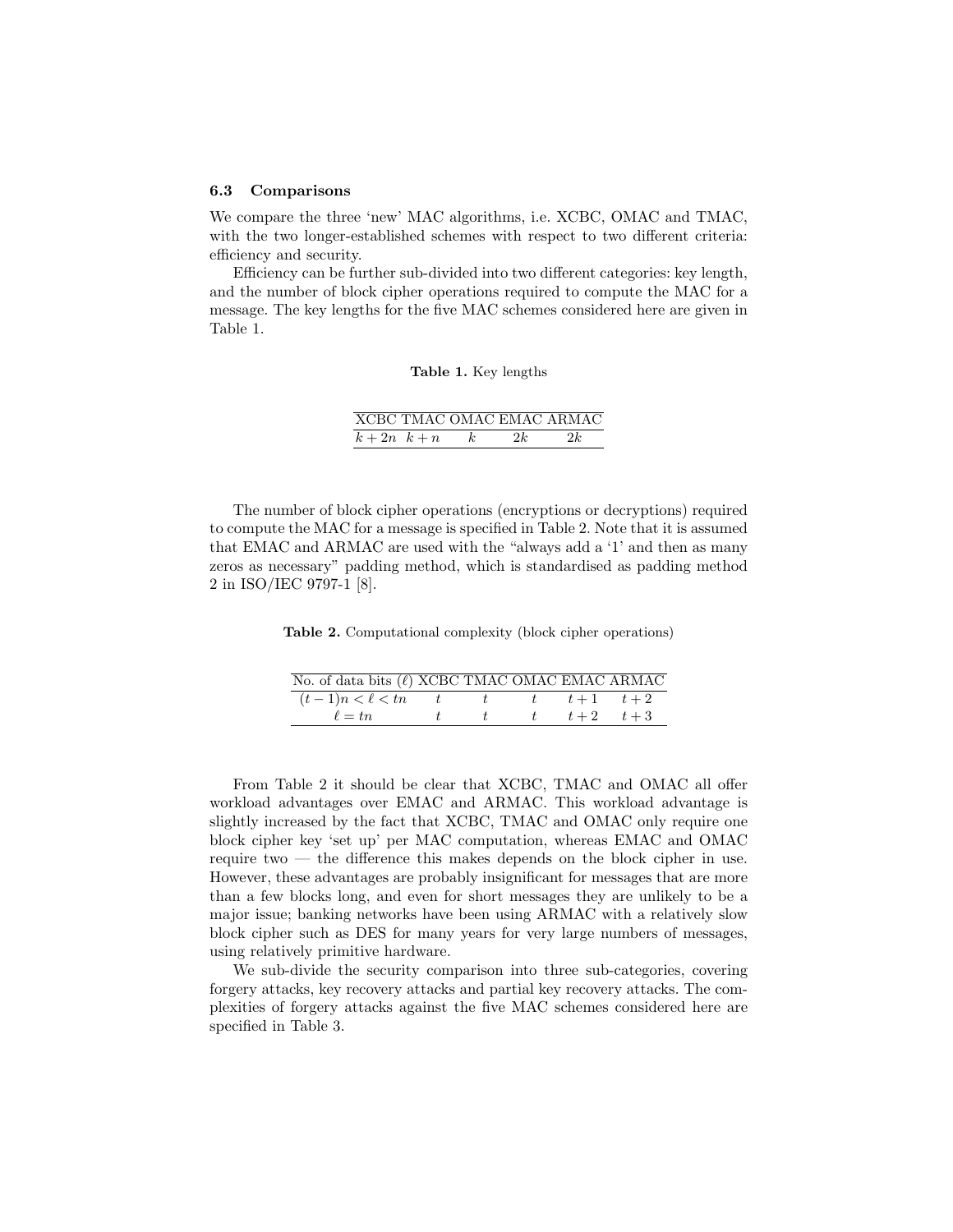### 6.3 Comparisons

We compare the three 'new' MAC algorithms, i.e. XCBC, OMAC and TMAC, with the two longer-established schemes with respect to two different criteria: efficiency and security.

Efficiency can be further sub-divided into two different categories: key length, and the number of block cipher operations required to compute the MAC for a message. The key lengths for the five MAC schemes considered here are given in Table 1.

**Table 1.** Key lengths

| XCBC | TMAC | OMAC | EMAC | ARMAC |
|---|---|---|---|---|
| $k+2n$ | $k+n$ | $k$ | $2k$ | $2k$ |

The number of block cipher operations (encryptions or decryptions) required to compute the MAC for a message is specified in Table 2. Note that it is assumed that EMAC and ARMAC are used with the "always add a '1' and then as many zeros as necessary" padding method, which is standardised as padding method 2 in ISO/IEC 9797-1 [8].

**Table 2.** Computational complexity (block cipher operations)

| No. of data bits ($\ell$) | XCBC | TMAC | OMAC | EMAC | ARMAC |
|---|---|---|---|---|---|
| $(t-1)n < \ell < tn$ | $t$ | $t$ | $t$ | $t+1$ | $t+2$ |
| $\ell = tn$ | $t$ | $t$ | $t$ | $t+2$ | $t+3$ |

From Table 2 it should be clear that XCBC, TMAC and OMAC all offer workload advantages over EMAC and ARMAC. This workload advantage is slightly increased by the fact that XCBC, TMAC and OMAC only require one block cipher key 'set up' per MAC computation, whereas EMAC and OMAC require two — the difference this makes depends on the block cipher in use. However, these advantages are probably insignificant for messages that are more than a few blocks long, and even for short messages they are unlikely to be a major issue; banking networks have been using ARMAC with a relatively slow block cipher such as DES for many years for very large numbers of messages, using relatively primitive hardware.

We sub-divide the security comparison into three sub-categories, covering forgery attacks, key recovery attacks and partial key recovery attacks. The complexities of forgery attacks against the five MAC schemes considered here are specified in Table 3.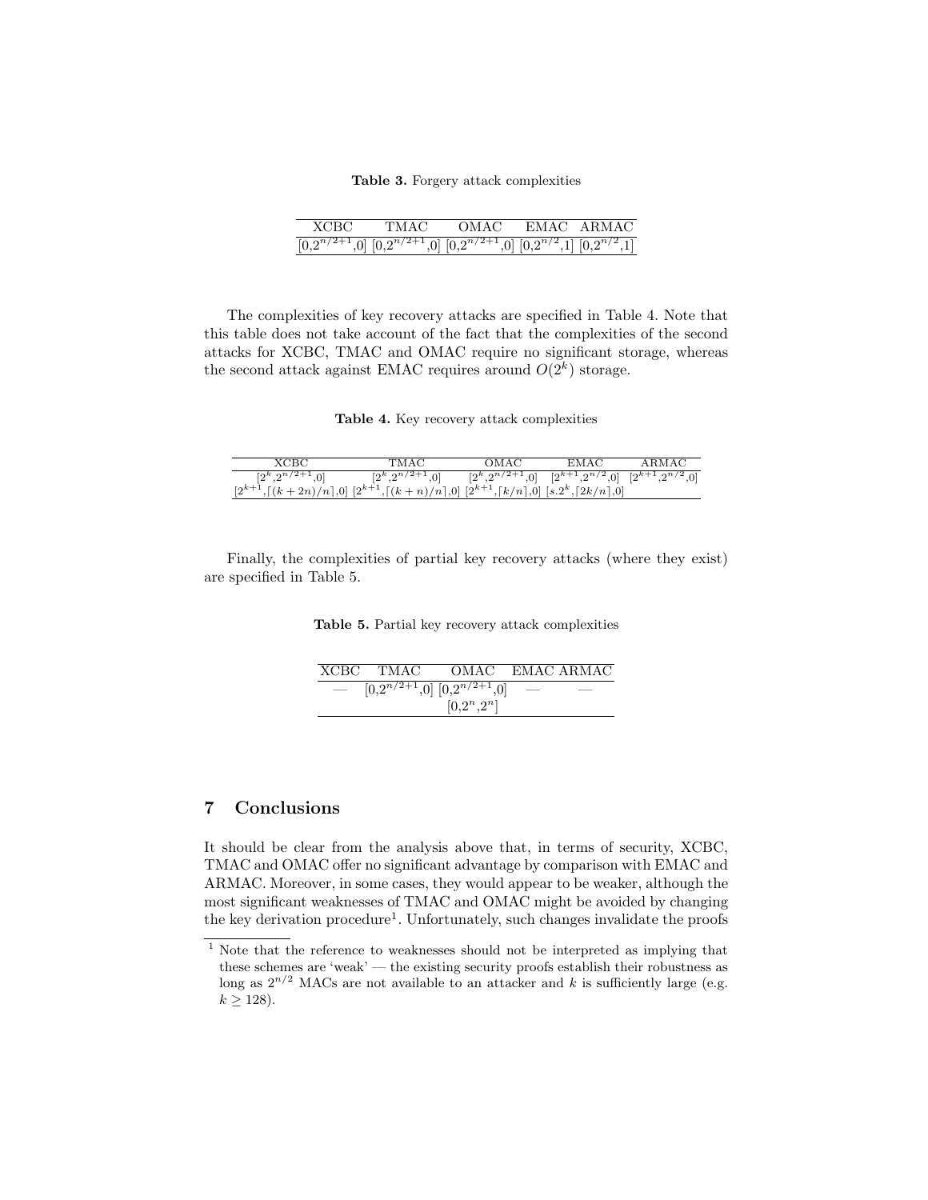**Table 3.** Forgery attack complexities

| XCBC | TMAC | OMAC | EMAC | ARMAC |
|---|---|---|---|---|
| [0,$2^{n/2+1}$,0] | [0,$2^{n/2+1}$,0] | [0,$2^{n/2+1}$,0] | [0,$2^{n/2}$,1] | [0,$2^{n/2}$,1] |

The complexities of key recovery attacks are specified in Table 4. Note that this table does not take account of the fact that the complexities of the second attacks for XCBC, TMAC and OMAC require no significant storage, whereas the second attack against EMAC requires around $O(2^k)$ storage.

**Table 4.** Key recovery attack complexities

| XCBC | TMAC | OMAC | EMAC | ARMAC |
|---|---|---|---|---|
| [$2^k$,$2^{n/2+1}$,0] | [$2^k$,$2^{n/2+1}$,0] | [$2^k$,$2^{n/2+1}$,0] | [$2^{k+1}$,$2^{n/2}$,0] | [$2^{k+1}$,$2^{n/2}$,0] |
| [$2^{k+1}$,$\lceil (k+2n)/n \rceil$,0] | [$2^{k+1}$,$\lceil (k+n)/n \rceil$,0] | [$2^{k+1}$,$\lceil k/n \rceil$,0] | [$s.2^k$,$\lceil 2k/n \rceil$,0] | |

Finally, the complexities of partial key recovery attacks (where they exist) are specified in Table 5.

**Table 5.** Partial key recovery attack complexities

| XCBC | TMAC | OMAC | EMAC | ARMAC |
|---|---|---|---|---|
| — | [0,$2^{n/2+1}$,0] | [0,$2^{n/2+1}$,0] | — | — |
| | | [0,$2^n$,$2^n$] | | |

## 7 Conclusions

It should be clear from the analysis above that, in terms of security, XCBC, TMAC and OMAC offer no significant advantage by comparison with EMAC and ARMAC. Moreover, in some cases, they would appear to be weaker, although the most significant weaknesses of TMAC and OMAC might be avoided by changing the key derivation procedure[1]. Unfortunately, such changes invalidate the proofs

[1] Note that the reference to weaknesses should not be interpreted as implying that these schemes are 'weak' — the existing security proofs establish their robustness as long as $2^{n/2}$ MACs are not available to an attacker and $k$ is sufficiently large (e.g. $k \geq 128$).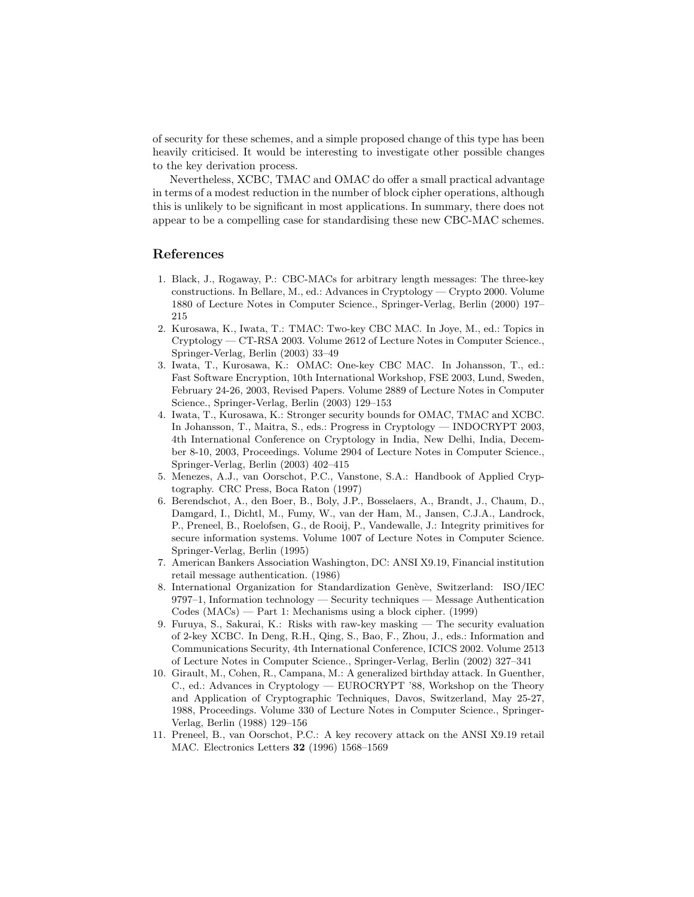of security for these schemes, and a simple proposed change of this type has been heavily criticised. It would be interesting to investigate other possible changes to the key derivation process.

Nevertheless, XCBC, TMAC and OMAC do offer a small practical advantage in terms of a modest reduction in the number of block cipher operations, although this is unlikely to be significant in most applications. In summary, there does not appear to be a compelling case for standardising these new CBC-MAC schemes.

## References

1. Black, J., Rogaway, P.: CBC-MACs for arbitrary length messages: The three-key constructions. In Bellare, M., ed.: Advances in Cryptology — Crypto 2000. Volume 1880 of Lecture Notes in Computer Science., Springer-Verlag, Berlin (2000) 197–215
2. Kurosawa, K., Iwata, T.: TMAC: Two-key CBC MAC. In Joye, M., ed.: Topics in Cryptology — CT-RSA 2003. Volume 2612 of Lecture Notes in Computer Science., Springer-Verlag, Berlin (2003) 33–49
3. Iwata, T., Kurosawa, K.: OMAC: One-key CBC MAC. In Johansson, T., ed.: Fast Software Encryption, 10th International Workshop, FSE 2003, Lund, Sweden, February 24-26, 2003, Revised Papers. Volume 2889 of Lecture Notes in Computer Science., Springer-Verlag, Berlin (2003) 129–153
4. Iwata, T., Kurosawa, K.: Stronger security bounds for OMAC, TMAC and XCBC. In Johansson, T., Maitra, S., eds.: Progress in Cryptology — INDOCRYPT 2003, 4th International Conference on Cryptology in India, New Delhi, India, December 8-10, 2003, Proceedings. Volume 2904 of Lecture Notes in Computer Science., Springer-Verlag, Berlin (2003) 402–415
5. Menezes, A.J., van Oorschot, P.C., Vanstone, S.A.: Handbook of Applied Cryptography. CRC Press, Boca Raton (1997)
6. Berendschot, A., den Boer, B., Boly, J.P., Bosselaers, A., Brandt, J., Chaum, D., Damgard, I., Dichtl, M., Fumy, W., van der Ham, M., Jansen, C.J.A., Landrock, P., Preneel, B., Roelofsen, G., de Rooij, P., Vandewalle, J.: Integrity primitives for secure information systems. Volume 1007 of Lecture Notes in Computer Science. Springer-Verlag, Berlin (1995)
7. American Bankers Association Washington, DC: ANSI X9.19, Financial institution retail message authentication. (1986)
8. International Organization for Standardization Genève, Switzerland: ISO/IEC 9797–1, Information technology — Security techniques — Message Authentication Codes (MACs) — Part 1: Mechanisms using a block cipher. (1999)
9. Furuya, S., Sakurai, K.: Risks with raw-key masking — The security evaluation of 2-key XCBC. In Deng, R.H., Qing, S., Bao, F., Zhou, J., eds.: Information and Communications Security, 4th International Conference, ICICS 2002. Volume 2513 of Lecture Notes in Computer Science., Springer-Verlag, Berlin (2002) 327–341
10. Girault, M., Cohen, R., Campana, M.: A generalized birthday attack. In Guenther, C., ed.: Advances in Cryptology — EUROCRYPT '88, Workshop on the Theory and Application of Cryptographic Techniques, Davos, Switzerland, May 25-27, 1988, Proceedings. Volume 330 of Lecture Notes in Computer Science., Springer-Verlag, Berlin (1988) 129–156
11. Preneel, B., van Oorschot, P.C.: A key recovery attack on the ANSI X9.19 retail MAC. Electronics Letters **32** (1996) 1568–1569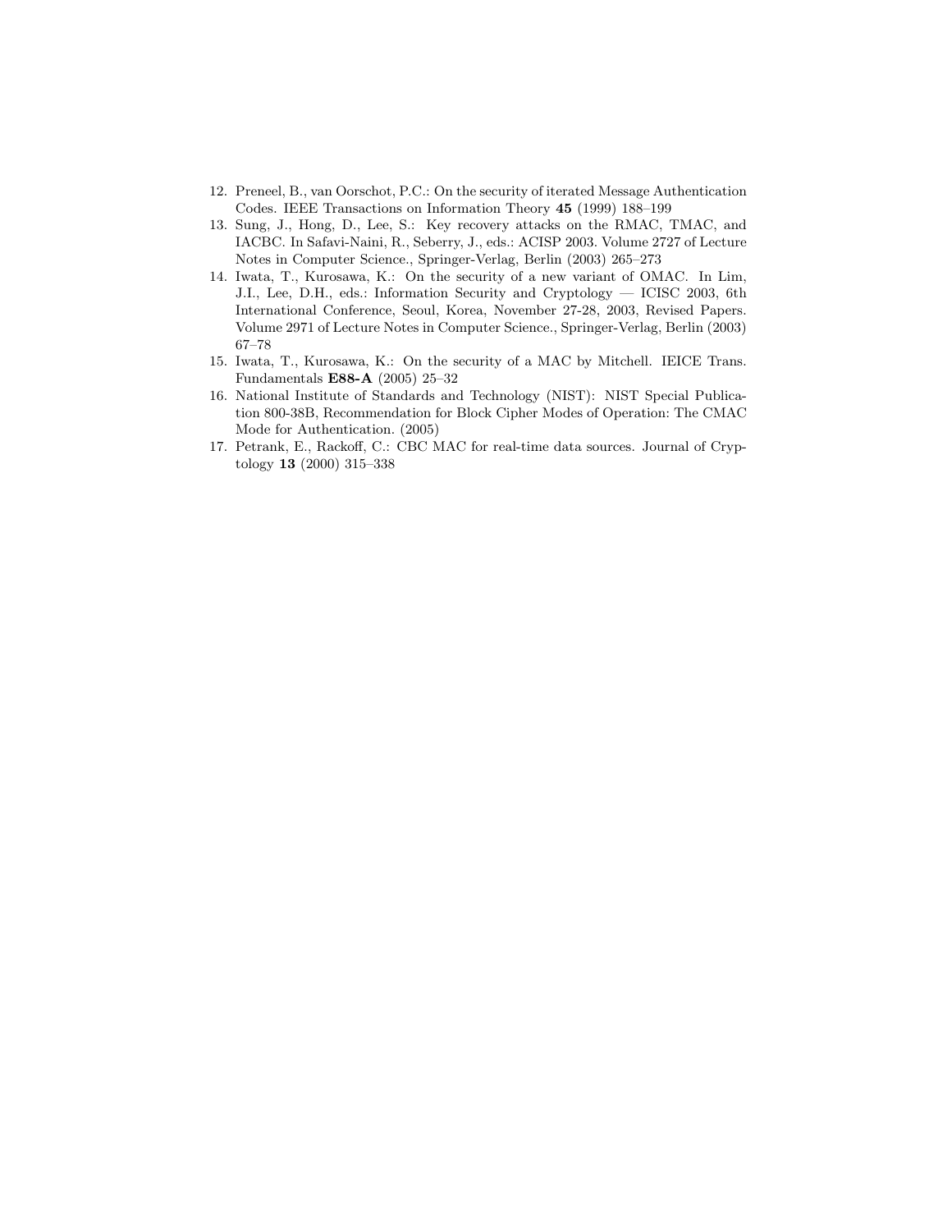12. Preneel, B., van Oorschot, P.C.: On the security of iterated Message Authentication Codes. IEEE Transactions on Information Theory **45** (1999) 188–199
13. Sung, J., Hong, D., Lee, S.: Key recovery attacks on the RMAC, TMAC, and IACBC. In Safavi-Naini, R., Seberry, J., eds.: ACISP 2003. Volume 2727 of Lecture Notes in Computer Science., Springer-Verlag, Berlin (2003) 265–273
14. Iwata, T., Kurosawa, K.: On the security of a new variant of OMAC. In Lim, J.I., Lee, D.H., eds.: Information Security and Cryptology — ICISC 2003, 6th International Conference, Seoul, Korea, November 27-28, 2003, Revised Papers. Volume 2971 of Lecture Notes in Computer Science., Springer-Verlag, Berlin (2003) 67–78
15. Iwata, T., Kurosawa, K.: On the security of a MAC by Mitchell. IEICE Trans. Fundamentals **E88-A** (2005) 25–32
16. National Institute of Standards and Technology (NIST): NIST Special Publication 800-38B, Recommendation for Block Cipher Modes of Operation: The CMAC Mode for Authentication. (2005)
17. Petrank, E., Rackoff, C.: CBC MAC for real-time data sources. Journal of Cryptology **13** (2000) 315–338